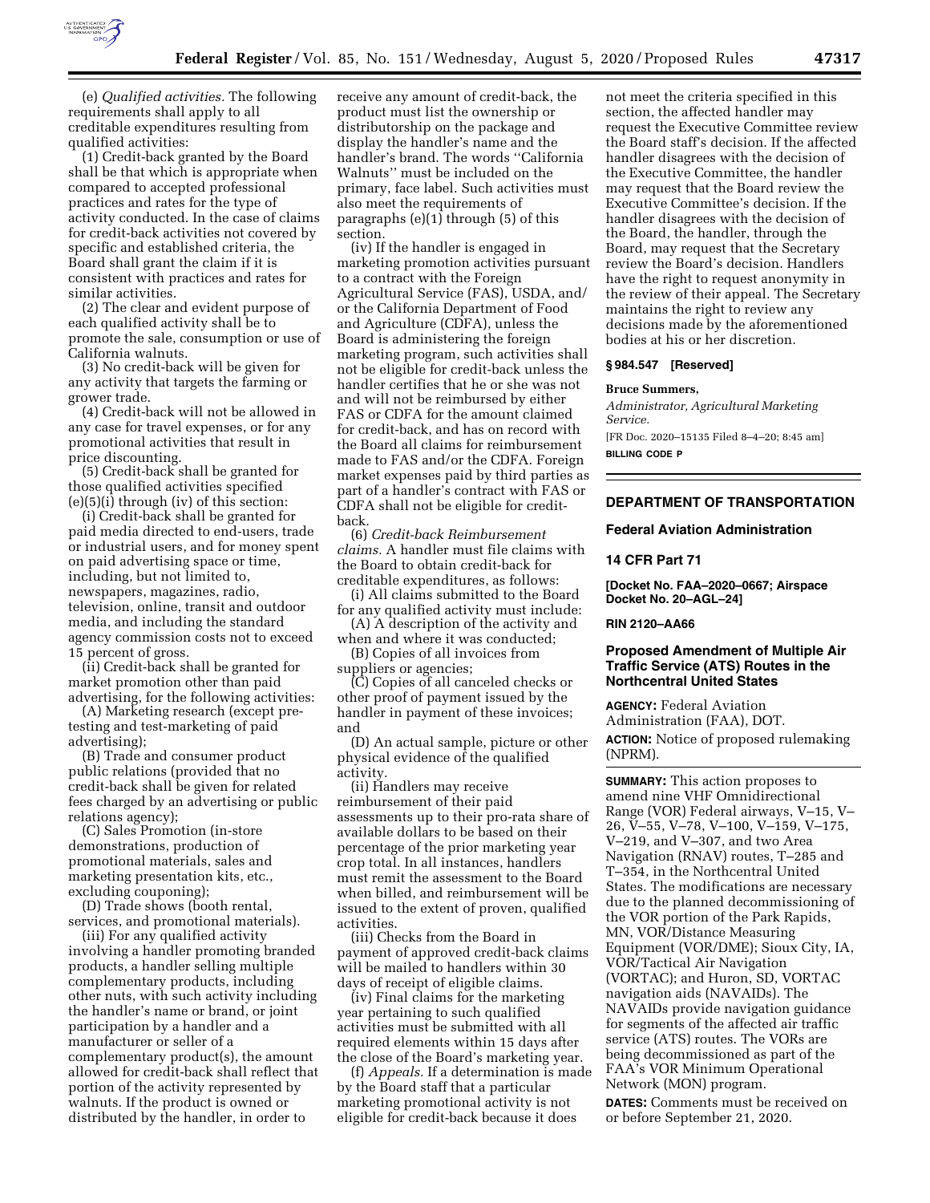(e) *Qualified activities.* The following requirements shall apply to all creditable expenditures resulting from qualified activities:

(1) Credit-back granted by the Board shall be that which is appropriate when compared to accepted professional practices and rates for the type of activity conducted. In the case of claims for credit-back activities not covered by specific and established criteria, the Board shall grant the claim if it is consistent with practices and rates for similar activities.

(2) The clear and evident purpose of each qualified activity shall be to promote the sale, consumption or use of California walnuts.

(3) No credit-back will be given for any activity that targets the farming or grower trade.

(4) Credit-back will not be allowed in any case for travel expenses, or for any promotional activities that result in price discounting.

(5) Credit-back shall be granted for those qualified activities specified (e)(5)(i) through (iv) of this section:

(i) Credit-back shall be granted for paid media directed to end-users, trade or industrial users, and for money spent on paid advertising space or time, including, but not limited to, newspapers, magazines, radio, television, online, transit and outdoor media, and including the standard agency commission costs not to exceed 15 percent of gross.

(ii) Credit-back shall be granted for market promotion other than paid advertising, for the following activities:

(A) Marketing research (except pre-testing and test-marketing of paid advertising);

(B) Trade and consumer product public relations (provided that no credit-back shall be given for related fees charged by an advertising or public relations agency);

(C) Sales Promotion (in-store demonstrations, production of promotional materials, sales and marketing presentation kits, etc., excluding couponing);

(D) Trade shows (booth rental, services, and promotional materials).

(iii) For any qualified activity involving a handler promoting branded products, a handler selling multiple complementary products, including other nuts, with such activity including the handler's name or brand, or joint participation by a handler and a manufacturer or seller of a complementary product(s), the amount allowed for credit-back shall reflect that portion of the activity represented by walnuts. If the product is owned or distributed by the handler, in order to receive any amount of credit-back, the product must list the ownership or distributorship on the package and display the handler's name and the handler's brand. The words ''California Walnuts'' must be included on the primary, face label. Such activities must also meet the requirements of paragraphs (e)(1) through (5) of this section.

(iv) If the handler is engaged in marketing promotion activities pursuant to a contract with the Foreign Agricultural Service (FAS), USDA, and/or the California Department of Food and Agriculture (CDFA), unless the Board is administering the foreign marketing program, such activities shall not be eligible for credit-back unless the handler certifies that he or she was not and will not be reimbursed by either FAS or CDFA for the amount claimed for credit-back, and has on record with the Board all claims for reimbursement made to FAS and/or the CDFA. Foreign market expenses paid by third parties as part of a handler's contract with FAS or CDFA shall not be eligible for credit-back.

(6) *Credit-back Reimbursement claims.* A handler must file claims with the Board to obtain credit-back for creditable expenditures, as follows:

(i) All claims submitted to the Board for any qualified activity must include:

(A) A description of the activity and when and where it was conducted;

(B) Copies of all invoices from suppliers or agencies;

(C) Copies of all canceled checks or other proof of payment issued by the handler in payment of these invoices; and

(D) An actual sample, picture or other physical evidence of the qualified activity.

(ii) Handlers may receive reimbursement of their paid assessments up to their pro-rata share of available dollars to be based on their percentage of the prior marketing year crop total. In all instances, handlers must remit the assessment to the Board when billed, and reimbursement will be issued to the extent of proven, qualified activities.

(iii) Checks from the Board in payment of approved credit-back claims will be mailed to handlers within 30 days of receipt of eligible claims.

(iv) Final claims for the marketing year pertaining to such qualified activities must be submitted with all required elements within 15 days after the close of the Board's marketing year.

(f) *Appeals.* If a determination is made by the Board staff that a particular marketing promotional activity is not eligible for credit-back because it does not meet the criteria specified in this section, the affected handler may request the Executive Committee review the Board staff's decision. If the affected handler disagrees with the decision of the Executive Committee, the handler may request that the Board review the Executive Committee's decision. If the handler disagrees with the decision of the Board, the handler, through the Board, may request that the Secretary review the Board's decision. Handlers have the right to request anonymity in the review of their appeal. The Secretary maintains the right to review any decisions made by the aforementioned bodies at his or her discretion.

**§ 984.547 [Reserved]**

**Bruce Summers,**

*Administrator, Agricultural Marketing Service.*

[FR Doc. 2020–15135 Filed 8–4–20; 8:45 am]

**BILLING CODE P**

---

## DEPARTMENT OF TRANSPORTATION

### Federal Aviation Administration

### 14 CFR Part 71

**[Docket No. FAA–2020–0667; Airspace Docket No. 20–AGL–24]**

**RIN 2120–AA66**

### Proposed Amendment of Multiple Air Traffic Service (ATS) Routes in the Northcentral United States

**AGENCY:** Federal Aviation Administration (FAA), DOT.

**ACTION:** Notice of proposed rulemaking (NPRM).

**SUMMARY:** This action proposes to amend nine VHF Omnidirectional Range (VOR) Federal airways, V–15, V–26, V–55, V–78, V–100, V–159, V–175, V–219, and V–307, and two Area Navigation (RNAV) routes, T–285 and T–354, in the Northcentral United States. The modifications are necessary due to the planned decommissioning of the VOR portion of the Park Rapids, MN, VOR/Distance Measuring Equipment (VOR/DME); Sioux City, IA, VOR/Tactical Air Navigation (VORTAC); and Huron, SD, VORTAC navigation aids (NAVAIDs). The NAVAIDs provide navigation guidance for segments of the affected air traffic service (ATS) routes. The VORs are being decommissioned as part of the FAA's VOR Minimum Operational Network (MON) program.

**DATES:** Comments must be received on or before September 21, 2020.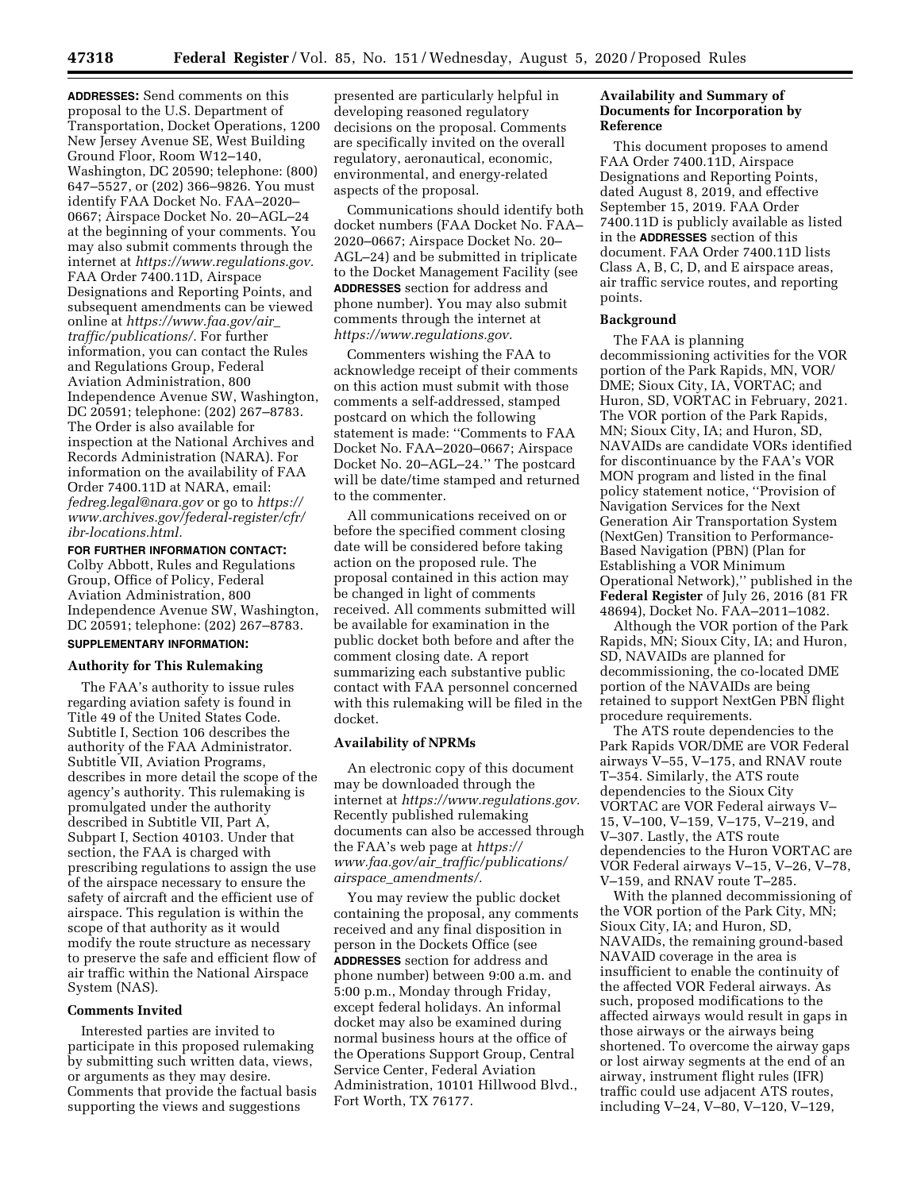**ADDRESSES:** Send comments on this proposal to the U.S. Department of Transportation, Docket Operations, 1200 New Jersey Avenue SE, West Building Ground Floor, Room W12–140, Washington, DC 20590; telephone: (800) 647–5527, or (202) 366–9826. You must identify FAA Docket No. FAA–2020–0667; Airspace Docket No. 20–AGL–24 at the beginning of your comments. You may also submit comments through the internet at *https://www.regulations.gov.* FAA Order 7400.11D, Airspace Designations and Reporting Points, and subsequent amendments can be viewed online at *https://www.faa.gov/air_traffic/publications/.* For further information, you can contact the Rules and Regulations Group, Federal Aviation Administration, 800 Independence Avenue SW, Washington, DC 20591; telephone: (202) 267–8783. The Order is also available for inspection at the National Archives and Records Administration (NARA). For information on the availability of FAA Order 7400.11D at NARA, email: *fedreg.legal@nara.gov* or go to *https://www.archives.gov/federal-register/cfr/ibr-locations.html.*

**FOR FURTHER INFORMATION CONTACT:** Colby Abbott, Rules and Regulations Group, Office of Policy, Federal Aviation Administration, 800 Independence Avenue SW, Washington, DC 20591; telephone: (202) 267–8783.

**SUPPLEMENTARY INFORMATION:**

### Authority for This Rulemaking

The FAA's authority to issue rules regarding aviation safety is found in Title 49 of the United States Code. Subtitle I, Section 106 describes the authority of the FAA Administrator. Subtitle VII, Aviation Programs, describes in more detail the scope of the agency's authority. This rulemaking is promulgated under the authority described in Subtitle VII, Part A, Subpart I, Section 40103. Under that section, the FAA is charged with prescribing regulations to assign the use of the airspace necessary to ensure the safety of aircraft and the efficient use of airspace. This regulation is within the scope of that authority as it would modify the route structure as necessary to preserve the safe and efficient flow of air traffic within the National Airspace System (NAS).

### Comments Invited

Interested parties are invited to participate in this proposed rulemaking by submitting such written data, views, or arguments as they may desire. Comments that provide the factual basis supporting the views and suggestions presented are particularly helpful in developing reasoned regulatory decisions on the proposal. Comments are specifically invited on the overall regulatory, aeronautical, economic, environmental, and energy-related aspects of the proposal.

Communications should identify both docket numbers (FAA Docket No. FAA–2020–0667; Airspace Docket No. 20–AGL–24) and be submitted in triplicate to the Docket Management Facility (see **ADDRESSES** section for address and phone number). You may also submit comments through the internet at *https://www.regulations.gov.*

Commenters wishing the FAA to acknowledge receipt of their comments on this action must submit with those comments a self-addressed, stamped postcard on which the following statement is made: "Comments to FAA Docket No. FAA–2020–0667; Airspace Docket No. 20–AGL–24." The postcard will be date/time stamped and returned to the commenter.

All communications received on or before the specified comment closing date will be considered before taking action on the proposed rule. The proposal contained in this action may be changed in light of comments received. All comments submitted will be available for examination in the public docket both before and after the comment closing date. A report summarizing each substantive public contact with FAA personnel concerned with this rulemaking will be filed in the docket.

### Availability of NPRMs

An electronic copy of this document may be downloaded through the internet at *https://www.regulations.gov.* Recently published rulemaking documents can also be accessed through the FAA's web page at *https://www.faa.gov/air_traffic/publications/airspace_amendments/.*

You may review the public docket containing the proposal, any comments received and any final disposition in person in the Dockets Office (see **ADDRESSES** section for address and phone number) between 9:00 a.m. and 5:00 p.m., Monday through Friday, except federal holidays. An informal docket may also be examined during normal business hours at the office of the Operations Support Group, Central Service Center, Federal Aviation Administration, 10101 Hillwood Blvd., Fort Worth, TX 76177.

### Availability and Summary of Documents for Incorporation by Reference

This document proposes to amend FAA Order 7400.11D, Airspace Designations and Reporting Points, dated August 8, 2019, and effective September 15, 2019. FAA Order 7400.11D is publicly available as listed in the **ADDRESSES** section of this document. FAA Order 7400.11D lists Class A, B, C, D, and E airspace areas, air traffic service routes, and reporting points.

### Background

The FAA is planning decommissioning activities for the VOR portion of the Park Rapids, MN, VOR/DME; Sioux City, IA, VORTAC; and Huron, SD, VORTAC in February, 2021. The VOR portion of the Park Rapids, MN; Sioux City, IA; and Huron, SD, NAVAIDs are candidate VORs identified for discontinuance by the FAA's VOR MON program and listed in the final policy statement notice, "Provision of Navigation Services for the Next Generation Air Transportation System (NextGen) Transition to Performance-Based Navigation (PBN) (Plan for Establishing a VOR Minimum Operational Network)," published in the **Federal Register** of July 26, 2016 (81 FR 48694), Docket No. FAA–2011–1082.

Although the VOR portion of the Park Rapids, MN; Sioux City, IA; and Huron, SD, NAVAIDs are planned for decommissioning, the co-located DME portion of the NAVAIDs are being retained to support NextGen PBN flight procedure requirements.

The ATS route dependencies to the Park Rapids VOR/DME are VOR Federal airways V–55, V–175, and RNAV route T–354. Similarly, the ATS route dependencies to the Sioux City VORTAC are VOR Federal airways V–15, V–100, V–159, V–175, V–219, and V–307. Lastly, the ATS route dependencies to the Huron VORTAC are VOR Federal airways V–15, V–26, V–78, V–159, and RNAV route T–285.

With the planned decommissioning of the VOR portion of the Park City, MN; Sioux City, IA; and Huron, SD, NAVAIDs, the remaining ground-based NAVAID coverage in the area is insufficient to enable the continuity of the affected VOR Federal airways. As such, proposed modifications to the affected airways would result in gaps in those airways or the airways being shortened. To overcome the airway gaps or lost airway segments at the end of an airway, instrument flight rules (IFR) traffic could use adjacent ATS routes, including V–24, V–80, V–120, V–129,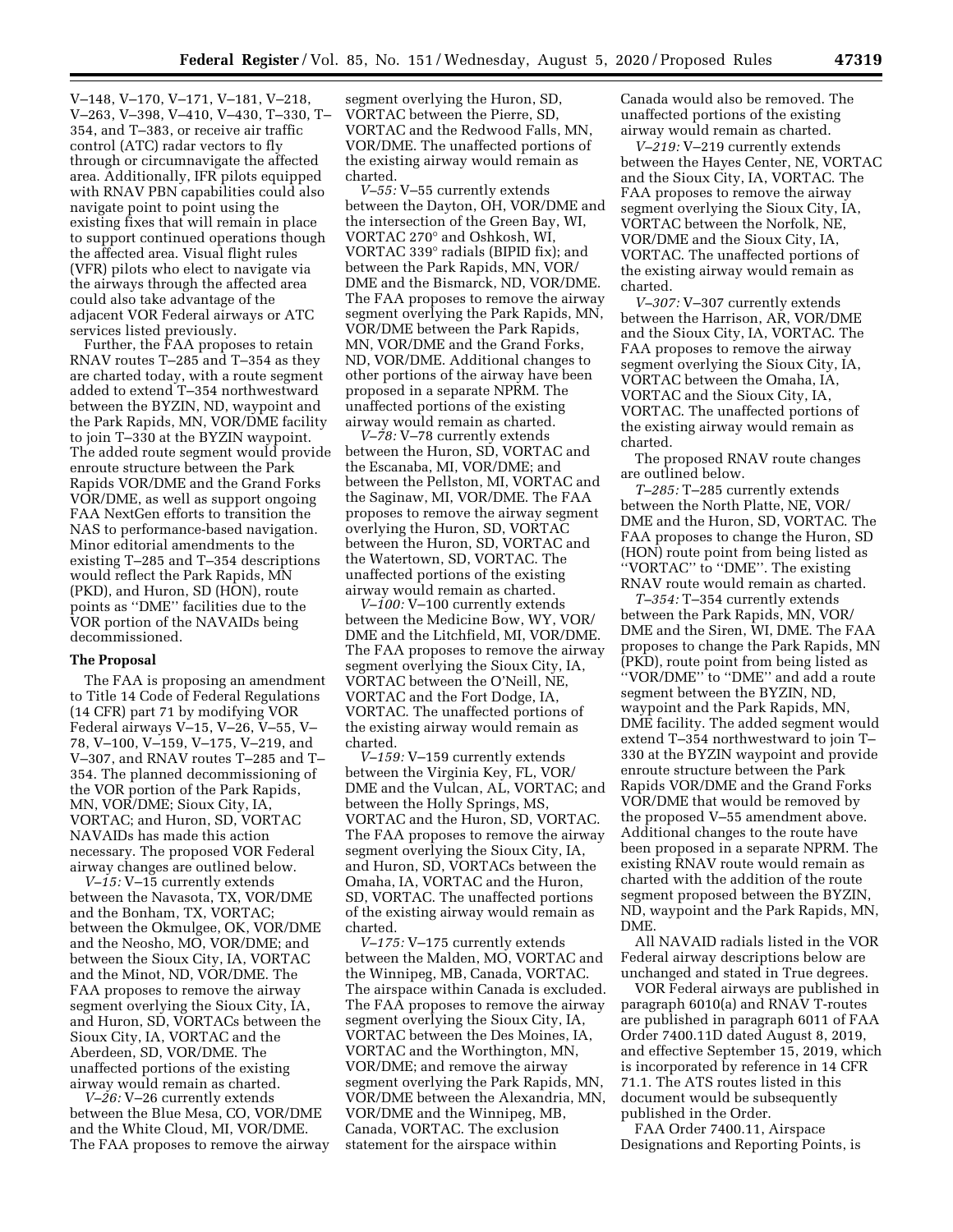V–148, V–170, V–171, V–181, V–218, V–263, V–398, V–410, V–430, T–330, T–354, and T–383, or receive air traffic control (ATC) radar vectors to fly through or circumnavigate the affected area. Additionally, IFR pilots equipped with RNAV PBN capabilities could also navigate point to point using the existing fixes that will remain in place to support continued operations though the affected area. Visual flight rules (VFR) pilots who elect to navigate via the airways through the affected area could also take advantage of the adjacent VOR Federal airways or ATC services listed previously.

Further, the FAA proposes to retain RNAV routes T–285 and T–354 as they are charted today, with a route segment added to extend T–354 northwestward between the BYZIN, ND, waypoint and the Park Rapids, MN, VOR/DME facility to join T–330 at the BYZIN waypoint. The added route segment would provide enroute structure between the Park Rapids VOR/DME and the Grand Forks VOR/DME, as well as support ongoing FAA NextGen efforts to transition the NAS to performance-based navigation. Minor editorial amendments to the existing T–285 and T–354 descriptions would reflect the Park Rapids, MN (PKD), and Huron, SD (HON), route points as ''DME'' facilities due to the VOR portion of the NAVAIDs being decommissioned.

## The Proposal

The FAA is proposing an amendment to Title 14 Code of Federal Regulations (14 CFR) part 71 by modifying VOR Federal airways V–15, V–26, V–55, V–78, V–100, V–159, V–175, V–219, and V–307, and RNAV routes T–285 and T–354. The planned decommissioning of the VOR portion of the Park Rapids, MN, VOR/DME; Sioux City, IA, VORTAC; and Huron, SD, VORTAC NAVAIDs has made this action necessary. The proposed VOR Federal airway changes are outlined below.

*V–15:* V–15 currently extends between the Navasota, TX, VOR/DME and the Bonham, TX, VORTAC; between the Okmulgee, OK, VOR/DME and the Neosho, MO, VOR/DME; and between the Sioux City, IA, VORTAC and the Minot, ND, VOR/DME. The FAA proposes to remove the airway segment overlying the Sioux City, IA, and Huron, SD, VORTACs between the Sioux City, IA, VORTAC and the Aberdeen, SD, VOR/DME. The unaffected portions of the existing airway would remain as charted.

*V–26:* V–26 currently extends between the Blue Mesa, CO, VOR/DME and the White Cloud, MI, VOR/DME. The FAA proposes to remove the airway segment overlying the Huron, SD, VORTAC between the Pierre, SD, VORTAC and the Redwood Falls, MN, VOR/DME. The unaffected portions of the existing airway would remain as charted.

*V–55:* V–55 currently extends between the Dayton, OH, VOR/DME and the intersection of the Green Bay, WI, VORTAC 270° and Oshkosh, WI, VORTAC 339° radials (BIPID fix); and between the Park Rapids, MN, VOR/DME and the Bismarck, ND, VOR/DME. The FAA proposes to remove the airway segment overlying the Park Rapids, MN, VOR/DME between the Park Rapids, MN, VOR/DME and the Grand Forks, ND, VOR/DME. Additional changes to other portions of the airway have been proposed in a separate NPRM. The unaffected portions of the existing airway would remain as charted.

*V–78:* V–78 currently extends between the Huron, SD, VORTAC and the Escanaba, MI, VOR/DME; and between the Pellston, MI, VORTAC and the Saginaw, MI, VOR/DME. The FAA proposes to remove the airway segment overlying the Huron, SD, VORTAC between the Huron, SD, VORTAC and the Watertown, SD, VORTAC. The unaffected portions of the existing airway would remain as charted.

*V–100:* V–100 currently extends between the Medicine Bow, WY, VOR/DME and the Litchfield, MI, VOR/DME. The FAA proposes to remove the airway segment overlying the Sioux City, IA, VORTAC between the O'Neill, NE, VORTAC and the Fort Dodge, IA, VORTAC. The unaffected portions of the existing airway would remain as charted.

*V–159:* V–159 currently extends between the Virginia Key, FL, VOR/DME and the Vulcan, AL, VORTAC; and between the Holly Springs, MS, VORTAC and the Huron, SD, VORTAC. The FAA proposes to remove the airway segment overlying the Sioux City, IA, and Huron, SD, VORTACs between the Omaha, IA, VORTAC and the Huron, SD, VORTAC. The unaffected portions of the existing airway would remain as charted.

*V–175:* V–175 currently extends between the Malden, MO, VORTAC and the Winnipeg, MB, Canada, VORTAC. The airspace within Canada is excluded. The FAA proposes to remove the airway segment overlying the Sioux City, IA, VORTAC between the Des Moines, IA, VORTAC and the Worthington, MN, VOR/DME; and remove the airway segment overlying the Park Rapids, MN, VOR/DME between the Alexandria, MN, VOR/DME and the Winnipeg, MB, Canada, VORTAC. The exclusion statement for the airspace within Canada would also be removed. The unaffected portions of the existing airway would remain as charted.

*V–219:* V–219 currently extends between the Hayes Center, NE, VORTAC and the Sioux City, IA, VORTAC. The FAA proposes to remove the airway segment overlying the Sioux City, IA, VORTAC between the Norfolk, NE, VOR/DME and the Sioux City, IA, VORTAC. The unaffected portions of the existing airway would remain as charted.

*V–307:* V–307 currently extends between the Harrison, AR, VOR/DME and the Sioux City, IA, VORTAC. The FAA proposes to remove the airway segment overlying the Sioux City, IA, VORTAC between the Omaha, IA, VORTAC and the Sioux City, IA, VORTAC. The unaffected portions of the existing airway would remain as charted.

The proposed RNAV route changes are outlined below.

*T–285:* T–285 currently extends between the North Platte, NE, VOR/DME and the Huron, SD, VORTAC. The FAA proposes to change the Huron, SD (HON) route point from being listed as ''VORTAC'' to ''DME''. The existing RNAV route would remain as charted.

*T–354:* T–354 currently extends between the Park Rapids, MN, VOR/DME and the Siren, WI, DME. The FAA proposes to change the Park Rapids, MN (PKD), route point from being listed as ''VOR/DME'' to ''DME'' and add a route segment between the BYZIN, ND, waypoint and the Park Rapids, MN, DME facility. The added segment would extend T–354 northwestward to join T–330 at the BYZIN waypoint and provide enroute structure between the Park Rapids VOR/DME and the Grand Forks VOR/DME that would be removed by the proposed V–55 amendment above. Additional changes to the route have been proposed in a separate NPRM. The existing RNAV route would remain as charted with the addition of the route segment proposed between the BYZIN, ND, waypoint and the Park Rapids, MN, DME.

All NAVAID radials listed in the VOR Federal airway descriptions below are unchanged and stated in True degrees.

VOR Federal airways are published in paragraph 6010(a) and RNAV T-routes are published in paragraph 6011 of FAA Order 7400.11D dated August 8, 2019, and effective September 15, 2019, which is incorporated by reference in 14 CFR 71.1. The ATS routes listed in this document would be subsequently published in the Order.

FAA Order 7400.11, Airspace Designations and Reporting Points, is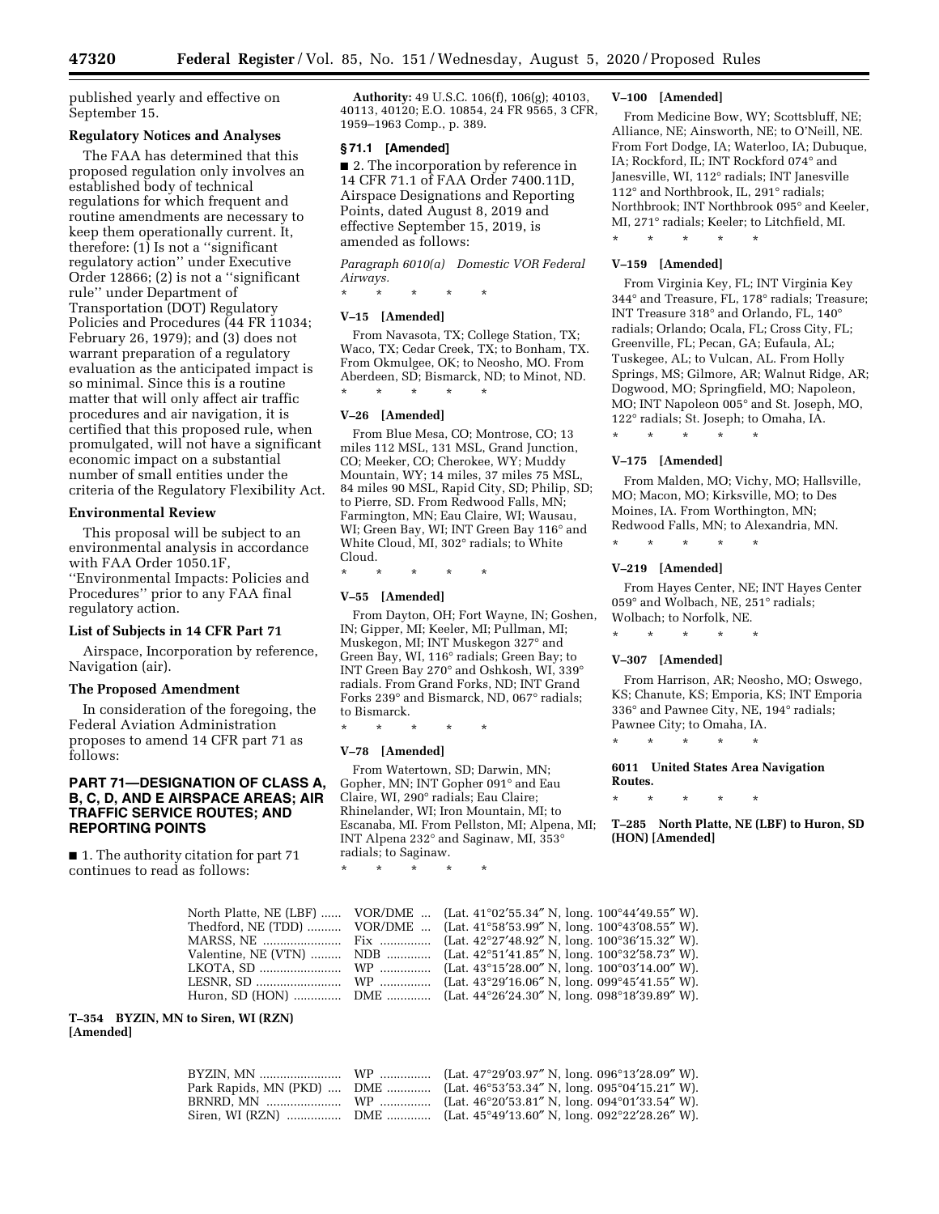published yearly and effective on September 15.

### Regulatory Notices and Analyses

The FAA has determined that this proposed regulation only involves an established body of technical regulations for which frequent and routine amendments are necessary to keep them operationally current. It, therefore: (1) Is not a ''significant regulatory action'' under Executive Order 12866; (2) is not a ''significant rule'' under Department of Transportation (DOT) Regulatory Policies and Procedures (44 FR 11034; February 26, 1979); and (3) does not warrant preparation of a regulatory evaluation as the anticipated impact is so minimal. Since this is a routine matter that will only affect air traffic procedures and air navigation, it is certified that this proposed rule, when promulgated, will not have a significant economic impact on a substantial number of small entities under the criteria of the Regulatory Flexibility Act.

### Environmental Review

This proposal will be subject to an environmental analysis in accordance with FAA Order 1050.1F, ''Environmental Impacts: Policies and Procedures'' prior to any FAA final regulatory action.

### List of Subjects in 14 CFR Part 71

Airspace, Incorporation by reference, Navigation (air).

### The Proposed Amendment

In consideration of the foregoing, the Federal Aviation Administration proposes to amend 14 CFR part 71 as follows:

## PART 71—DESIGNATION OF CLASS A, B, C, D, AND E AIRSPACE AREAS; AIR TRAFFIC SERVICE ROUTES; AND REPORTING POINTS

■ 1. The authority citation for part 71 continues to read as follows:

**Authority:** 49 U.S.C. 106(f), 106(g); 40103, 40113, 40120; E.O. 10854, 24 FR 9565, 3 CFR, 1959–1963 Comp., p. 389.

### § 71.1 [Amended]

■ 2. The incorporation by reference in 14 CFR 71.1 of FAA Order 7400.11D, Airspace Designations and Reporting Points, dated August 8, 2019 and effective September 15, 2019, is amended as follows:

*Paragraph 6010(a) Domestic VOR Federal Airways.*

\* \* \* \* \*

**V–15 [Amended]**

From Navasota, TX; College Station, TX; Waco, TX; Cedar Creek, TX; to Bonham, TX. From Okmulgee, OK; to Neosho, MO. From Aberdeen, SD; Bismarck, ND; to Minot, ND.

\* \* \* \* \*

**V–26 [Amended]**

From Blue Mesa, CO; Montrose, CO; 13 miles 112 MSL, 131 MSL, Grand Junction, CO; Meeker, CO; Cherokee, WY; Muddy Mountain, WY; 14 miles, 37 miles 75 MSL, 84 miles 90 MSL, Rapid City, SD; Philip, SD; to Pierre, SD. From Redwood Falls, MN; Farmington, MN; Eau Claire, WI; Wausau, WI; Green Bay, WI; INT Green Bay 116° and White Cloud, MI, 302° radials; to White Cloud.

\* \* \* \* \*

**V–55 [Amended]**

From Dayton, OH; Fort Wayne, IN; Goshen, IN; Gipper, MI; Keeler, MI; Pullman, MI; Muskegon, MI; INT Muskegon 327° and Green Bay, WI, 116° radials; Green Bay; to INT Green Bay 270° and Oshkosh, WI, 339° radials. From Grand Forks, ND; INT Grand Forks 239° and Bismarck, ND, 067° radials; to Bismarck.

\* \* \* \* \*

**V–78 [Amended]**

From Watertown, SD; Darwin, MN; Gopher, MN; INT Gopher 091° and Eau Claire, WI, 290° radials; Eau Claire; Rhinelander, WI; Iron Mountain, MI; to Escanaba, MI. From Pellston, MI; Alpena, MI; INT Alpena 232° and Saginaw, MI, 353° radials; to Saginaw.

\* \* \* \* \*

**V–100 [Amended]**

From Medicine Bow, WY; Scottsbluff, NE; Alliance, NE; Ainsworth, NE; to O'Neill, NE. From Fort Dodge, IA; Waterloo, IA; Dubuque, IA; Rockford, IL; INT Rockford 074° and Janesville, WI, 112° radials; INT Janesville 112° and Northbrook, IL, 291° radials; Northbrook; INT Northbrook 095° and Keeler, MI, 271° radials; Keeler; to Litchfield, MI.

\* \* \* \* \*

**V–159 [Amended]**

From Virginia Key, FL; INT Virginia Key 344° and Treasure, FL, 178° radials; Treasure; INT Treasure 318° and Orlando, FL, 140° radials; Orlando; Ocala, FL; Cross City, FL; Greenville, FL; Pecan, GA; Eufaula, AL; Tuskegee, AL; to Vulcan, AL. From Holly Springs, MS; Gilmore, AR; Walnut Ridge, AR; Dogwood, MO; Springfield, MO; Napoleon, MO; INT Napoleon 005° and St. Joseph, MO, 122° radials; St. Joseph; to Omaha, IA.

\* \* \* \* \*

**V–175 [Amended]**

From Malden, MO; Vichy, MO; Hallsville, MO; Macon, MO; Kirksville, MO; to Des Moines, IA. From Worthington, MN; Redwood Falls, MN; to Alexandria, MN.

\* \* \* \* \*

**V–219 [Amended]**

From Hayes Center, NE; INT Hayes Center 059° and Wolbach, NE, 251° radials; Wolbach; to Norfolk, NE.

\* \* \* \* \*

**V–307 [Amended]**

From Harrison, AR; Neosho, MO; Oswego, KS; Chanute, KS; Emporia, KS; INT Emporia 336° and Pawnee City, NE, 194° radials; Pawnee City; to Omaha, IA.

\* \* \* \* \*

**6011 United States Area Navigation Routes.**

\* \* \* \* \*

**T–285 North Platte, NE (LBF) to Huron, SD (HON) [Amended]**

| | | |
|---|---|---|
| North Platte, NE (LBF) | VOR/DME | (Lat. 41°02′55.34″ N, long. 100°44′49.55″ W). |
| Thedford, NE (TDD) | VOR/DME | (Lat. 41°58′53.99″ N, long. 100°43′08.55″ W). |
| MARSS, NE | Fix | (Lat. 42°27′48.92″ N, long. 100°36′15.32″ W). |
| Valentine, NE (VTN) | NDB | (Lat. 42°51′41.85″ N, long. 100°32′58.73″ W). |
| LKOTA, SD | WP | (Lat. 43°15′28.00″ N, long. 100°03′14.00″ W). |
| LESNR, SD | WP | (Lat. 43°29′16.06″ N, long. 099°45′41.55″ W). |
| Huron, SD (HON) | DME | (Lat. 44°26′24.30″ N, long. 098°18′39.89″ W). |

**T–354 BYZIN, MN to Siren, WI (RZN) [Amended]**

| | | |
|---|---|---|
| BYZIN, MN | WP | (Lat. 47°29′03.97″ N, long. 096°13′28.09″ W). |
| Park Rapids, MN (PKD) | DME | (Lat. 46°53′53.34″ N, long. 095°04′15.21″ W). |
| BRNRD, MN | WP | (Lat. 46°20′53.81″ N, long. 094°01′33.54″ W). |
| Siren, WI (RZN) | DME | (Lat. 45°49′13.60″ N, long. 092°22′28.26″ W). |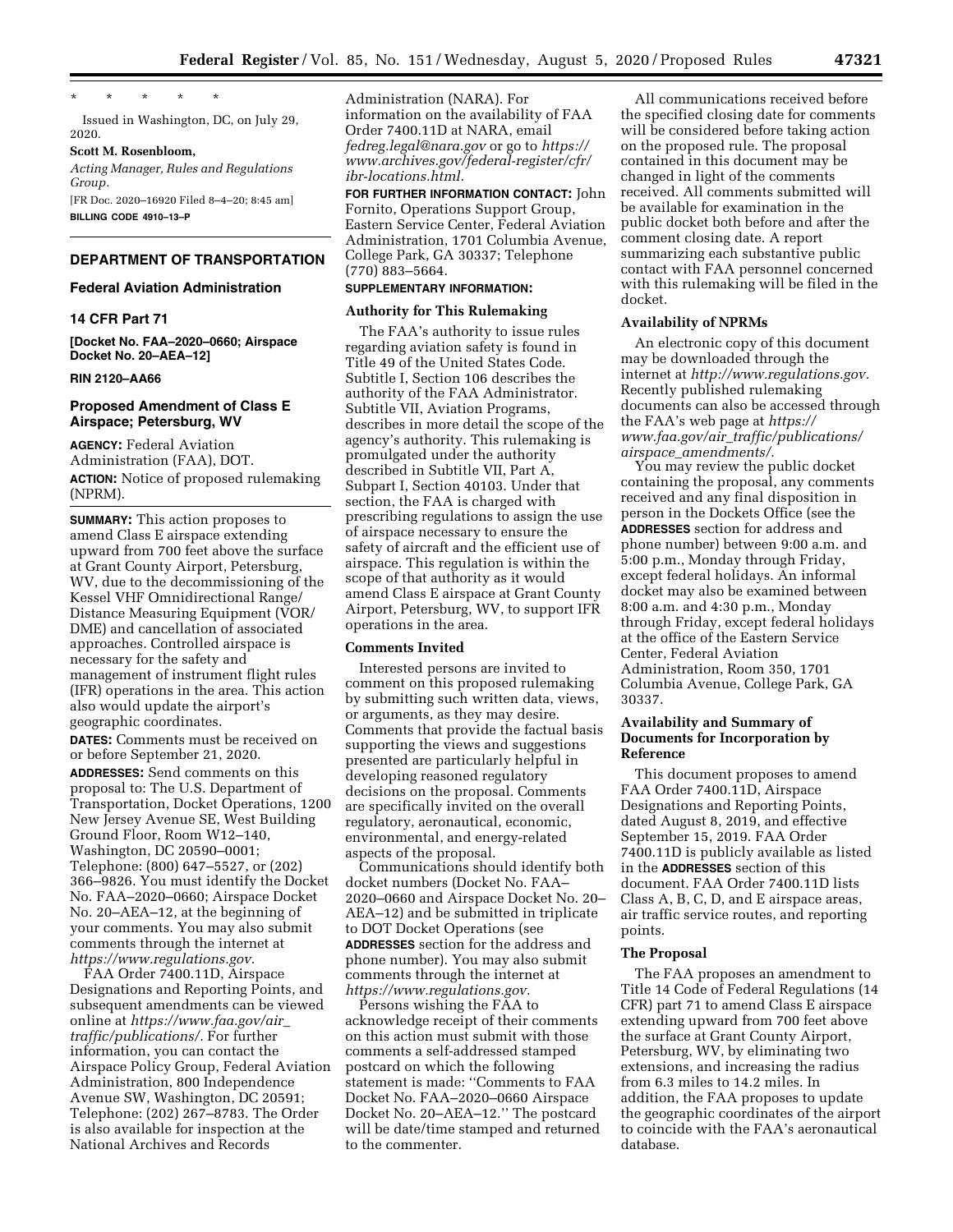\* \* \* \* \*

Issued in Washington, DC, on July 29, 2020.

**Scott M. Rosenbloom,**

*Acting Manager, Rules and Regulations Group.*

[FR Doc. 2020–16920 Filed 8–4–20; 8:45 am]

**BILLING CODE 4910–13–P**

---

## DEPARTMENT OF TRANSPORTATION

### Federal Aviation Administration

### 14 CFR Part 71

**[Docket No. FAA–2020–0660; Airspace Docket No. 20–AEA–12]**

**RIN 2120–AA66**

### Proposed Amendment of Class E Airspace; Petersburg, WV

**AGENCY:** Federal Aviation Administration (FAA), DOT.

**ACTION:** Notice of proposed rulemaking (NPRM).

**SUMMARY:** This action proposes to amend Class E airspace extending upward from 700 feet above the surface at Grant County Airport, Petersburg, WV, due to the decommissioning of the Kessel VHF Omnidirectional Range/Distance Measuring Equipment (VOR/DME) and cancellation of associated approaches. Controlled airspace is necessary for the safety and management of instrument flight rules (IFR) operations in the area. This action also would update the airport's geographic coordinates.

**DATES:** Comments must be received on or before September 21, 2020.

**ADDRESSES:** Send comments on this proposal to: The U.S. Department of Transportation, Docket Operations, 1200 New Jersey Avenue SE, West Building Ground Floor, Room W12–140, Washington, DC 20590–0001; Telephone: (800) 647–5527, or (202) 366–9826. You must identify the Docket No. FAA–2020–0660; Airspace Docket No. 20–AEA–12, at the beginning of your comments. You may also submit comments through the internet at *https://www.regulations.gov*.

FAA Order 7400.11D, Airspace Designations and Reporting Points, and subsequent amendments can be viewed online at *https://www.faa.gov/air_traffic/publications/*. For further information, you can contact the Airspace Policy Group, Federal Aviation Administration, 800 Independence Avenue SW, Washington, DC 20591; Telephone: (202) 267–8783. The Order is also available for inspection at the National Archives and Records Administration (NARA). For information on the availability of FAA Order 7400.11D at NARA, email *fedreg.legal@nara.gov* or go to *https://www.archives.gov/federal-register/cfr/ibr-locations.html*.

**FOR FURTHER INFORMATION CONTACT:** John Fornito, Operations Support Group, Eastern Service Center, Federal Aviation Administration, 1701 Columbia Avenue, College Park, GA 30337; Telephone (770) 883–5664.

**SUPPLEMENTARY INFORMATION:**

#### Authority for This Rulemaking

The FAA's authority to issue rules regarding aviation safety is found in Title 49 of the United States Code. Subtitle I, Section 106 describes the authority of the FAA Administrator. Subtitle VII, Aviation Programs, describes in more detail the scope of the agency's authority. This rulemaking is promulgated under the authority described in Subtitle VII, Part A, Subpart I, Section 40103. Under that section, the FAA is charged with prescribing regulations to assign the use of airspace necessary to ensure the safety of aircraft and the efficient use of airspace. This regulation is within the scope of that authority as it would amend Class E airspace at Grant County Airport, Petersburg, WV, to support IFR operations in the area.

#### Comments Invited

Interested persons are invited to comment on this proposed rulemaking by submitting such written data, views, or arguments, as they may desire. Comments that provide the factual basis supporting the views and suggestions presented are particularly helpful in developing reasoned regulatory decisions on the proposal. Comments are specifically invited on the overall regulatory, aeronautical, economic, environmental, and energy-related aspects of the proposal.

Communications should identify both docket numbers (Docket No. FAA–2020–0660 and Airspace Docket No. 20–AEA–12) and be submitted in triplicate to DOT Docket Operations (see **ADDRESSES** section for the address and phone number). You may also submit comments through the internet at *https://www.regulations.gov*.

Persons wishing the FAA to acknowledge receipt of their comments on this action must submit with those comments a self-addressed stamped postcard on which the following statement is made: ''Comments to FAA Docket No. FAA–2020–0660 Airspace Docket No. 20–AEA–12.'' The postcard will be date/time stamped and returned to the commenter.

All communications received before the specified closing date for comments will be considered before taking action on the proposed rule. The proposal contained in this document may be changed in light of the comments received. All comments submitted will be available for examination in the public docket both before and after the comment closing date. A report summarizing each substantive public contact with FAA personnel concerned with this rulemaking will be filed in the docket.

#### Availability of NPRMs

An electronic copy of this document may be downloaded through the internet at *http://www.regulations.gov*. Recently published rulemaking documents can also be accessed through the FAA's web page at *https://www.faa.gov/air_traffic/publications/airspace_amendments/*.

You may review the public docket containing the proposal, any comments received and any final disposition in person in the Dockets Office (see the **ADDRESSES** section for address and phone number) between 9:00 a.m. and 5:00 p.m., Monday through Friday, except federal holidays. An informal docket may also be examined between 8:00 a.m. and 4:30 p.m., Monday through Friday, except federal holidays at the office of the Eastern Service Center, Federal Aviation Administration, Room 350, 1701 Columbia Avenue, College Park, GA 30337.

#### Availability and Summary of Documents for Incorporation by Reference

This document proposes to amend FAA Order 7400.11D, Airspace Designations and Reporting Points, dated August 8, 2019, and effective September 15, 2019. FAA Order 7400.11D is publicly available as listed in the **ADDRESSES** section of this document. FAA Order 7400.11D lists Class A, B, C, D, and E airspace areas, air traffic service routes, and reporting points.

#### The Proposal

The FAA proposes an amendment to Title 14 Code of Federal Regulations (14 CFR) part 71 to amend Class E airspace extending upward from 700 feet above the surface at Grant County Airport, Petersburg, WV, by eliminating two extensions, and increasing the radius from 6.3 miles to 14.2 miles. In addition, the FAA proposes to update the geographic coordinates of the airport to coincide with the FAA's aeronautical database.